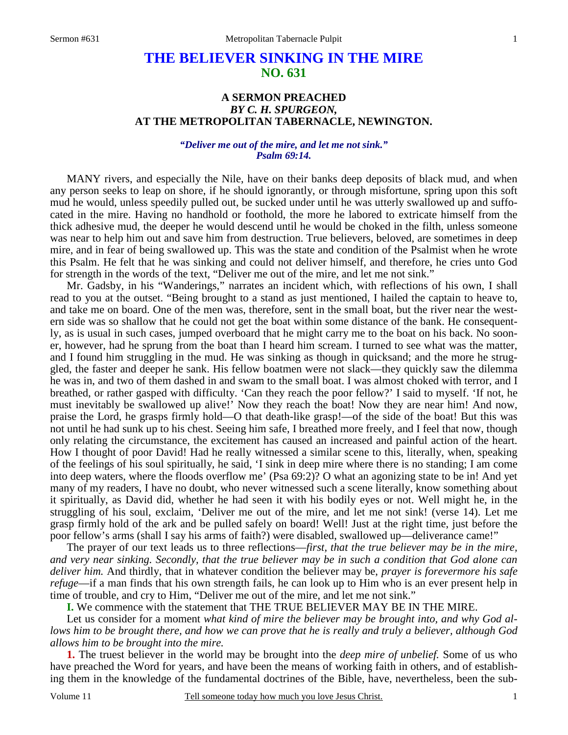# THE BELIEVER SINKING IN THE MIRE
## NO. 631

### A SERMON PREACHED
### *BY C. H. SPURGEON,*
### AT THE METROPOLITAN TABERNACLE, NEWINGTON.

***"Deliver me out of the mire, and let me not sink."***
***Psalm 69:14.***

MANY rivers, and especially the Nile, have on their banks deep deposits of black mud, and when any person seeks to leap on shore, if he should ignorantly, or through misfortune, spring upon this soft mud he would, unless speedily pulled out, be sucked under until he was utterly swallowed up and suffocated in the mire. Having no handhold or foothold, the more he labored to extricate himself from the thick adhesive mud, the deeper he would descend until he would be choked in the filth, unless someone was near to help him out and save him from destruction. True believers, beloved, are sometimes in deep mire, and in fear of being swallowed up. This was the state and condition of the Psalmist when he wrote this Psalm. He felt that he was sinking and could not deliver himself, and therefore, he cries unto God for strength in the words of the text, "Deliver me out of the mire, and let me not sink."

Mr. Gadsby, in his "Wanderings," narrates an incident which, with reflections of his own, I shall read to you at the outset. "Being brought to a stand as just mentioned, I hailed the captain to heave to, and take me on board. One of the men was, therefore, sent in the small boat, but the river near the western side was so shallow that he could not get the boat within some distance of the bank. He consequently, as is usual in such cases, jumped overboard that he might carry me to the boat on his back. No sooner, however, had he sprung from the boat than I heard him scream. I turned to see what was the matter, and I found him struggling in the mud. He was sinking as though in quicksand; and the more he struggled, the faster and deeper he sank. His fellow boatmen were not slack—they quickly saw the dilemma he was in, and two of them dashed in and swam to the small boat. I was almost choked with terror, and I breathed, or rather gasped with difficulty. 'Can they reach the poor fellow?' I said to myself. 'If not, he must inevitably be swallowed up alive!' Now they reach the boat! Now they are near him! And now, praise the Lord, he grasps firmly hold—O that death-like grasp!—of the side of the boat! But this was not until he had sunk up to his chest. Seeing him safe, I breathed more freely, and I feel that now, though only relating the circumstance, the excitement has caused an increased and painful action of the heart. How I thought of poor David! Had he really witnessed a similar scene to this, literally, when, speaking of the feelings of his soul spiritually, he said, 'I sink in deep mire where there is no standing; I am come into deep waters, where the floods overflow me' (Psa 69:2)? O what an agonizing state to be in! And yet many of my readers, I have no doubt, who never witnessed such a scene literally, know something about it spiritually, as David did, whether he had seen it with his bodily eyes or not. Well might he, in the struggling of his soul, exclaim, 'Deliver me out of the mire, and let me not sink! (verse 14). Let me grasp firmly hold of the ark and be pulled safely on board! Well! Just at the right time, just before the poor fellow's arms (shall I say his arms of faith?) were disabled, swallowed up—deliverance came!"

The prayer of our text leads us to three reflections—*first, that the true believer may be in the mire, and very near sinking. Secondly, that the true believer may be in such a condition that God alone can deliver him.* And thirdly, that in whatever condition the believer may be, *prayer is forevermore his safe refuge*—if a man finds that his own strength fails, he can look up to Him who is an ever present help in time of trouble, and cry to Him, "Deliver me out of the mire, and let me not sink."

**I.** We commence with the statement that THE TRUE BELIEVER MAY BE IN THE MIRE.

Let us consider for a moment *what kind of mire the believer may be brought into, and why God allows him to be brought there, and how we can prove that he is really and truly a believer, although God allows him to be brought into the mire.*

**1.** The truest believer in the world may be brought into the *deep mire of unbelief.* Some of us who have preached the Word for years, and have been the means of working faith in others, and of establishing them in the knowledge of the fundamental doctrines of the Bible, have, nevertheless, been the sub-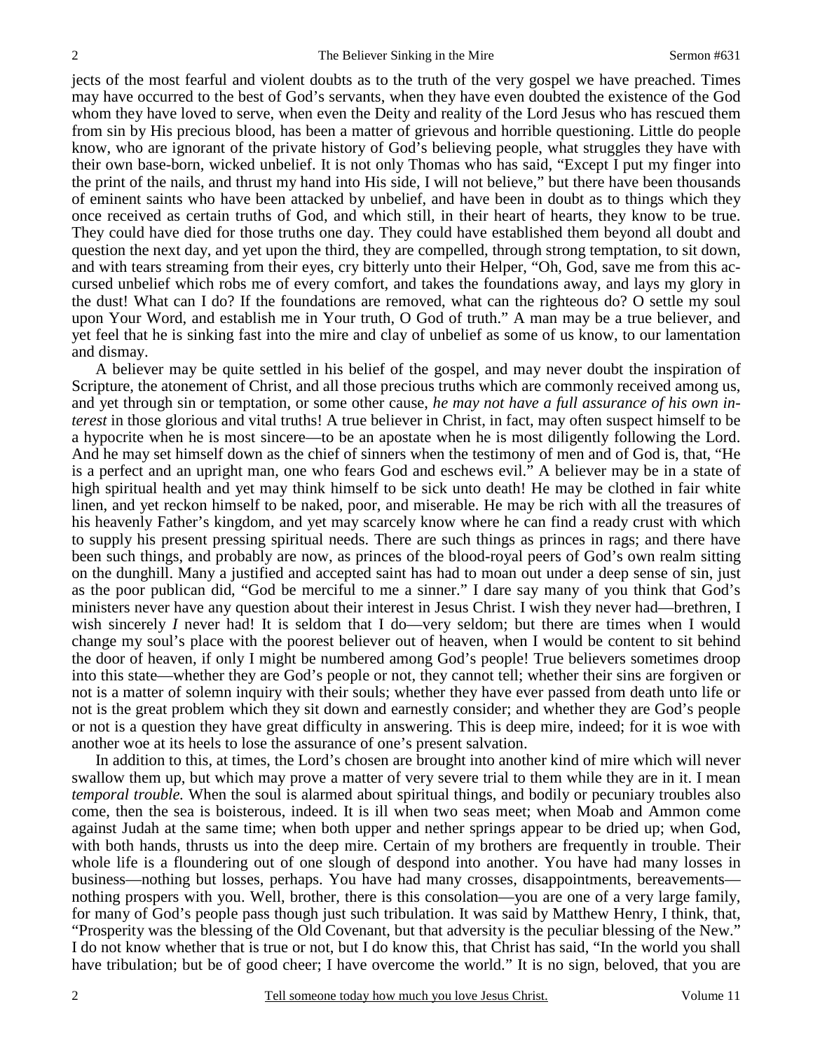jects of the most fearful and violent doubts as to the truth of the very gospel we have preached. Times may have occurred to the best of God's servants, when they have even doubted the existence of the God whom they have loved to serve, when even the Deity and reality of the Lord Jesus who has rescued them from sin by His precious blood, has been a matter of grievous and horrible questioning. Little do people know, who are ignorant of the private history of God's believing people, what struggles they have with their own base-born, wicked unbelief. It is not only Thomas who has said, "Except I put my finger into the print of the nails, and thrust my hand into His side, I will not believe," but there have been thousands of eminent saints who have been attacked by unbelief, and have been in doubt as to things which they once received as certain truths of God, and which still, in their heart of hearts, they know to be true. They could have died for those truths one day. They could have established them beyond all doubt and question the next day, and yet upon the third, they are compelled, through strong temptation, to sit down, and with tears streaming from their eyes, cry bitterly unto their Helper, "Oh, God, save me from this accursed unbelief which robs me of every comfort, and takes the foundations away, and lays my glory in the dust! What can I do? If the foundations are removed, what can the righteous do? O settle my soul upon Your Word, and establish me in Your truth, O God of truth." A man may be a true believer, and yet feel that he is sinking fast into the mire and clay of unbelief as some of us know, to our lamentation and dismay.

A believer may be quite settled in his belief of the gospel, and may never doubt the inspiration of Scripture, the atonement of Christ, and all those precious truths which are commonly received among us, and yet through sin or temptation, or some other cause, *he may not have a full assurance of his own interest* in those glorious and vital truths! A true believer in Christ, in fact, may often suspect himself to be a hypocrite when he is most sincere—to be an apostate when he is most diligently following the Lord. And he may set himself down as the chief of sinners when the testimony of men and of God is, that, "He is a perfect and an upright man, one who fears God and eschews evil." A believer may be in a state of high spiritual health and yet may think himself to be sick unto death! He may be clothed in fair white linen, and yet reckon himself to be naked, poor, and miserable. He may be rich with all the treasures of his heavenly Father's kingdom, and yet may scarcely know where he can find a ready crust with which to supply his present pressing spiritual needs. There are such things as princes in rags; and there have been such things, and probably are now, as princes of the blood-royal peers of God's own realm sitting on the dunghill. Many a justified and accepted saint has had to moan out under a deep sense of sin, just as the poor publican did, "God be merciful to me a sinner." I dare say many of you think that God's ministers never have any question about their interest in Jesus Christ. I wish they never had—brethren, I wish sincerely *I* never had! It is seldom that I do—very seldom; but there are times when I would change my soul's place with the poorest believer out of heaven, when I would be content to sit behind the door of heaven, if only I might be numbered among God's people! True believers sometimes droop into this state—whether they are God's people or not, they cannot tell; whether their sins are forgiven or not is a matter of solemn inquiry with their souls; whether they have ever passed from death unto life or not is the great problem which they sit down and earnestly consider; and whether they are God's people or not is a question they have great difficulty in answering. This is deep mire, indeed; for it is woe with another woe at its heels to lose the assurance of one's present salvation.

In addition to this, at times, the Lord's chosen are brought into another kind of mire which will never swallow them up, but which may prove a matter of very severe trial to them while they are in it. I mean *temporal trouble.* When the soul is alarmed about spiritual things, and bodily or pecuniary troubles also come, then the sea is boisterous, indeed. It is ill when two seas meet; when Moab and Ammon come against Judah at the same time; when both upper and nether springs appear to be dried up; when God, with both hands, thrusts us into the deep mire. Certain of my brothers are frequently in trouble. Their whole life is a floundering out of one slough of despond into another. You have had many losses in business—nothing but losses, perhaps. You have had many crosses, disappointments, bereavements—nothing prospers with you. Well, brother, there is this consolation—you are one of a very large family, for many of God's people pass though just such tribulation. It was said by Matthew Henry, I think, that, "Prosperity was the blessing of the Old Covenant, but that adversity is the peculiar blessing of the New." I do not know whether that is true or not, but I do know this, that Christ has said, "In the world you shall have tribulation; but be of good cheer; I have overcome the world." It is no sign, beloved, that you are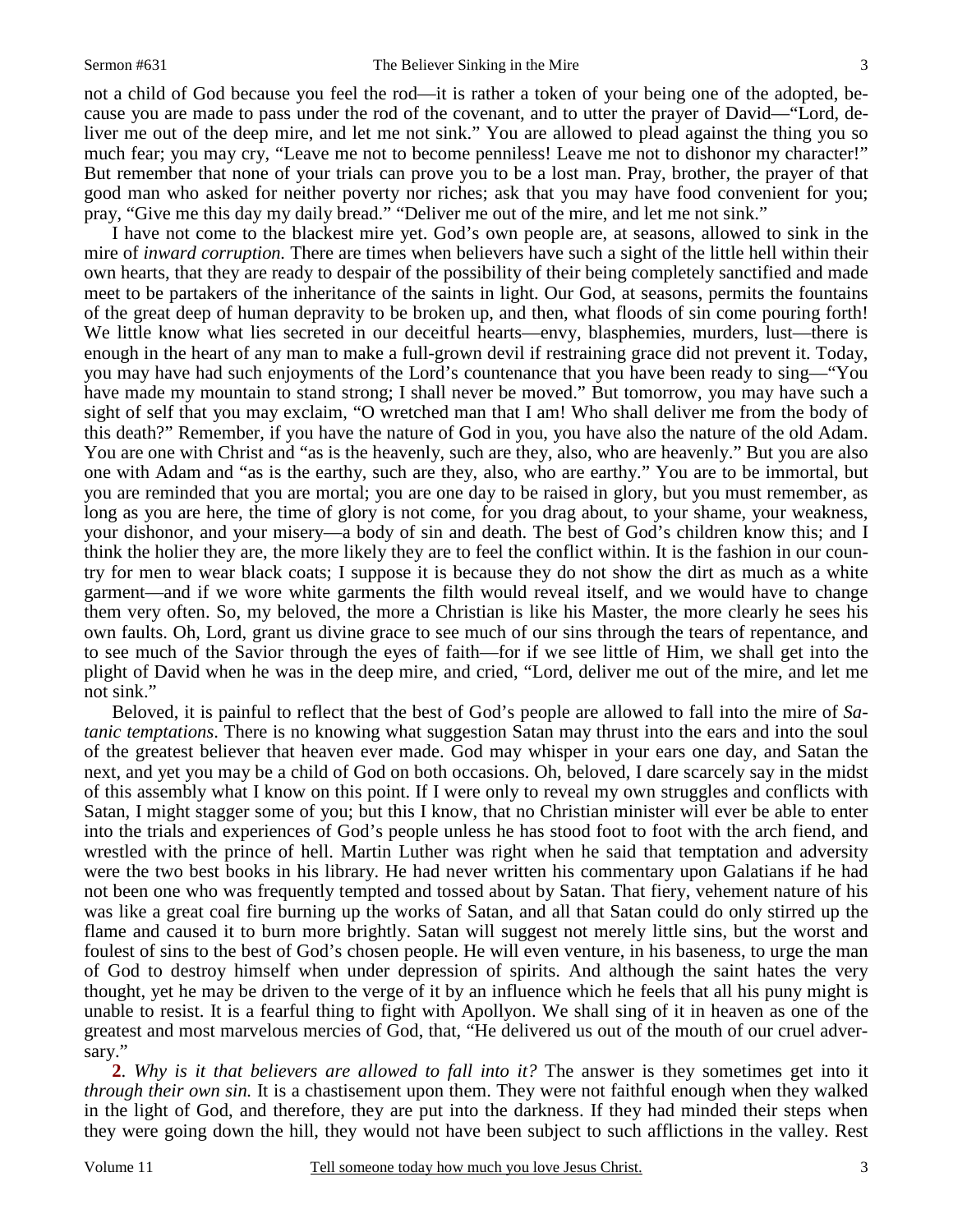not a child of God because you feel the rod—it is rather a token of your being one of the adopted, because you are made to pass under the rod of the covenant, and to utter the prayer of David—"Lord, deliver me out of the deep mire, and let me not sink." You are allowed to plead against the thing you so much fear; you may cry, "Leave me not to become penniless! Leave me not to dishonor my character!" But remember that none of your trials can prove you to be a lost man. Pray, brother, the prayer of that good man who asked for neither poverty nor riches; ask that you may have food convenient for you; pray, "Give me this day my daily bread." "Deliver me out of the mire, and let me not sink."

I have not come to the blackest mire yet. God's own people are, at seasons, allowed to sink in the mire of *inward corruption.* There are times when believers have such a sight of the little hell within their own hearts, that they are ready to despair of the possibility of their being completely sanctified and made meet to be partakers of the inheritance of the saints in light. Our God, at seasons, permits the fountains of the great deep of human depravity to be broken up, and then, what floods of sin come pouring forth! We little know what lies secreted in our deceitful hearts—envy, blasphemies, murders, lust—there is enough in the heart of any man to make a full-grown devil if restraining grace did not prevent it. Today, you may have had such enjoyments of the Lord's countenance that you have been ready to sing—"You have made my mountain to stand strong; I shall never be moved." But tomorrow, you may have such a sight of self that you may exclaim, "O wretched man that I am! Who shall deliver me from the body of this death?" Remember, if you have the nature of God in you, you have also the nature of the old Adam. You are one with Christ and "as is the heavenly, such are they, also, who are heavenly." But you are also one with Adam and "as is the earthy, such are they, also, who are earthy." You are to be immortal, but you are reminded that you are mortal; you are one day to be raised in glory, but you must remember, as long as you are here, the time of glory is not come, for you drag about, to your shame, your weakness, your dishonor, and your misery—a body of sin and death. The best of God's children know this; and I think the holier they are, the more likely they are to feel the conflict within. It is the fashion in our country for men to wear black coats; I suppose it is because they do not show the dirt as much as a white garment—and if we wore white garments the filth would reveal itself, and we would have to change them very often. So, my beloved, the more a Christian is like his Master, the more clearly he sees his own faults. Oh, Lord, grant us divine grace to see much of our sins through the tears of repentance, and to see much of the Savior through the eyes of faith—for if we see little of Him, we shall get into the plight of David when he was in the deep mire, and cried, "Lord, deliver me out of the mire, and let me not sink."

Beloved, it is painful to reflect that the best of God's people are allowed to fall into the mire of *Satanic temptations*. There is no knowing what suggestion Satan may thrust into the ears and into the soul of the greatest believer that heaven ever made. God may whisper in your ears one day, and Satan the next, and yet you may be a child of God on both occasions. Oh, beloved, I dare scarcely say in the midst of this assembly what I know on this point. If I were only to reveal my own struggles and conflicts with Satan, I might stagger some of you; but this I know, that no Christian minister will ever be able to enter into the trials and experiences of God's people unless he has stood foot to foot with the arch fiend, and wrestled with the prince of hell. Martin Luther was right when he said that temptation and adversity were the two best books in his library. He had never written his commentary upon Galatians if he had not been one who was frequently tempted and tossed about by Satan. That fiery, vehement nature of his was like a great coal fire burning up the works of Satan, and all that Satan could do only stirred up the flame and caused it to burn more brightly. Satan will suggest not merely little sins, but the worst and foulest of sins to the best of God's chosen people. He will even venture, in his baseness, to urge the man of God to destroy himself when under depression of spirits. And although the saint hates the very thought, yet he may be driven to the verge of it by an influence which he feels that all his puny might is unable to resist. It is a fearful thing to fight with Apollyon. We shall sing of it in heaven as one of the greatest and most marvelous mercies of God, that, "He delivered us out of the mouth of our cruel adversary."

**2**. *Why is it that believers are allowed to fall into it?* The answer is they sometimes get into it *through their own sin.* It is a chastisement upon them. They were not faithful enough when they walked in the light of God, and therefore, they are put into the darkness. If they had minded their steps when they were going down the hill, they would not have been subject to such afflictions in the valley. Rest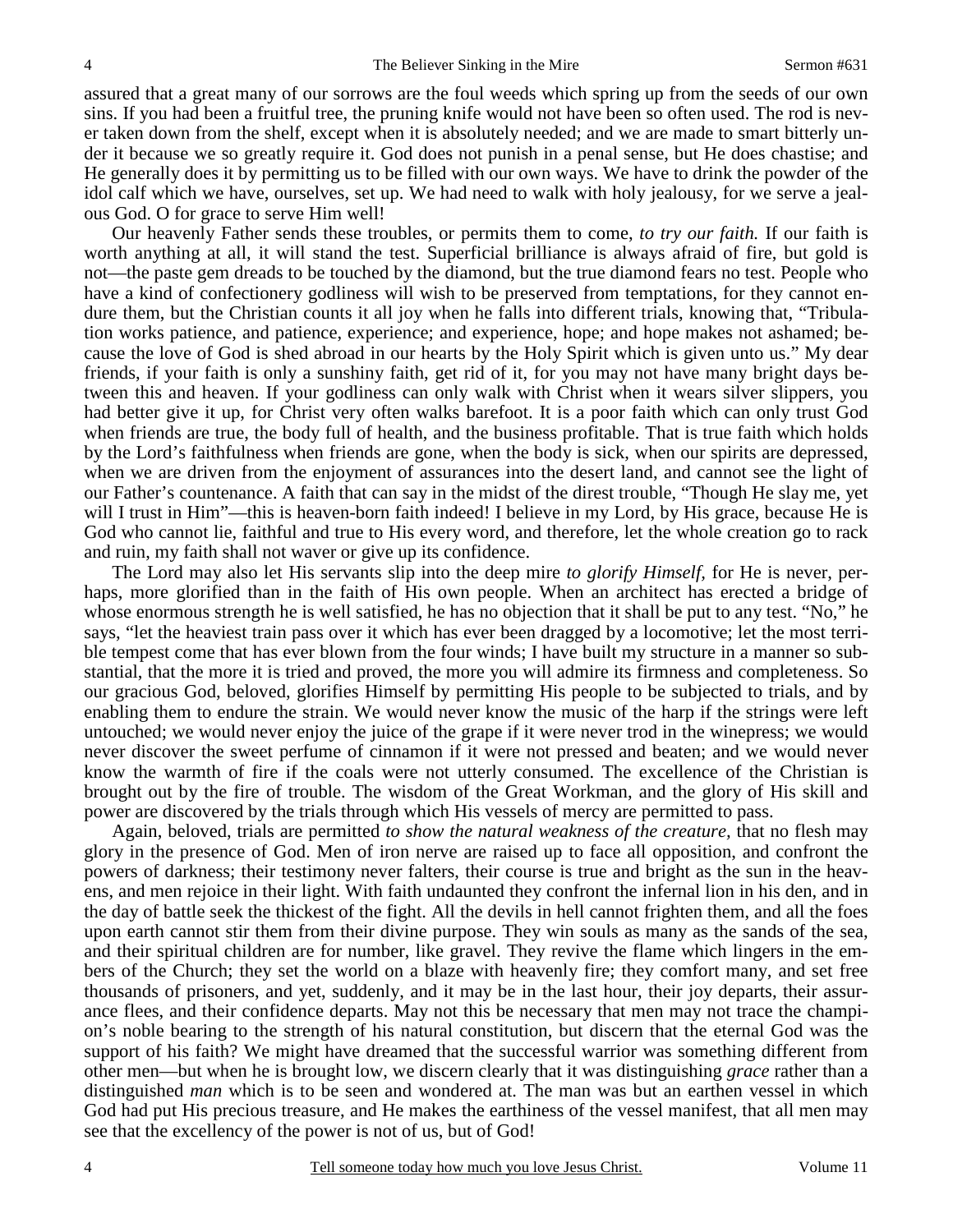assured that a great many of our sorrows are the foul weeds which spring up from the seeds of our own sins. If you had been a fruitful tree, the pruning knife would not have been so often used. The rod is never taken down from the shelf, except when it is absolutely needed; and we are made to smart bitterly under it because we so greatly require it. God does not punish in a penal sense, but He does chastise; and He generally does it by permitting us to be filled with our own ways. We have to drink the powder of the idol calf which we have, ourselves, set up. We had need to walk with holy jealousy, for we serve a jealous God. O for grace to serve Him well!

Our heavenly Father sends these troubles, or permits them to come, *to try our faith.* If our faith is worth anything at all, it will stand the test. Superficial brilliance is always afraid of fire, but gold is not—the paste gem dreads to be touched by the diamond, but the true diamond fears no test. People who have a kind of confectionery godliness will wish to be preserved from temptations, for they cannot endure them, but the Christian counts it all joy when he falls into different trials, knowing that, "Tribulation works patience, and patience, experience; and experience, hope; and hope makes not ashamed; because the love of God is shed abroad in our hearts by the Holy Spirit which is given unto us." My dear friends, if your faith is only a sunshiny faith, get rid of it, for you may not have many bright days between this and heaven. If your godliness can only walk with Christ when it wears silver slippers, you had better give it up, for Christ very often walks barefoot. It is a poor faith which can only trust God when friends are true, the body full of health, and the business profitable. That is true faith which holds by the Lord's faithfulness when friends are gone, when the body is sick, when our spirits are depressed, when we are driven from the enjoyment of assurances into the desert land, and cannot see the light of our Father's countenance. A faith that can say in the midst of the direst trouble, "Though He slay me, yet will I trust in Him"—this is heaven-born faith indeed! I believe in my Lord, by His grace, because He is God who cannot lie, faithful and true to His every word, and therefore, let the whole creation go to rack and ruin, my faith shall not waver or give up its confidence.

The Lord may also let His servants slip into the deep mire *to glorify Himself,* for He is never, perhaps, more glorified than in the faith of His own people. When an architect has erected a bridge of whose enormous strength he is well satisfied, he has no objection that it shall be put to any test. "No," he says, "let the heaviest train pass over it which has ever been dragged by a locomotive; let the most terrible tempest come that has ever blown from the four winds; I have built my structure in a manner so substantial, that the more it is tried and proved, the more you will admire its firmness and completeness. So our gracious God, beloved, glorifies Himself by permitting His people to be subjected to trials, and by enabling them to endure the strain. We would never know the music of the harp if the strings were left untouched; we would never enjoy the juice of the grape if it were never trod in the winepress; we would never discover the sweet perfume of cinnamon if it were not pressed and beaten; and we would never know the warmth of fire if the coals were not utterly consumed. The excellence of the Christian is brought out by the fire of trouble. The wisdom of the Great Workman, and the glory of His skill and power are discovered by the trials through which His vessels of mercy are permitted to pass.

Again, beloved, trials are permitted *to show the natural weakness of the creature,* that no flesh may glory in the presence of God. Men of iron nerve are raised up to face all opposition, and confront the powers of darkness; their testimony never falters, their course is true and bright as the sun in the heavens, and men rejoice in their light. With faith undaunted they confront the infernal lion in his den, and in the day of battle seek the thickest of the fight. All the devils in hell cannot frighten them, and all the foes upon earth cannot stir them from their divine purpose. They win souls as many as the sands of the sea, and their spiritual children are for number, like gravel. They revive the flame which lingers in the embers of the Church; they set the world on a blaze with heavenly fire; they comfort many, and set free thousands of prisoners, and yet, suddenly, and it may be in the last hour, their joy departs, their assurance flees, and their confidence departs. May not this be necessary that men may not trace the champion's noble bearing to the strength of his natural constitution, but discern that the eternal God was the support of his faith? We might have dreamed that the successful warrior was something different from other men—but when he is brought low, we discern clearly that it was distinguishing *grace* rather than a distinguished *man* which is to be seen and wondered at. The man was but an earthen vessel in which God had put His precious treasure, and He makes the earthiness of the vessel manifest, that all men may see that the excellency of the power is not of us, but of God!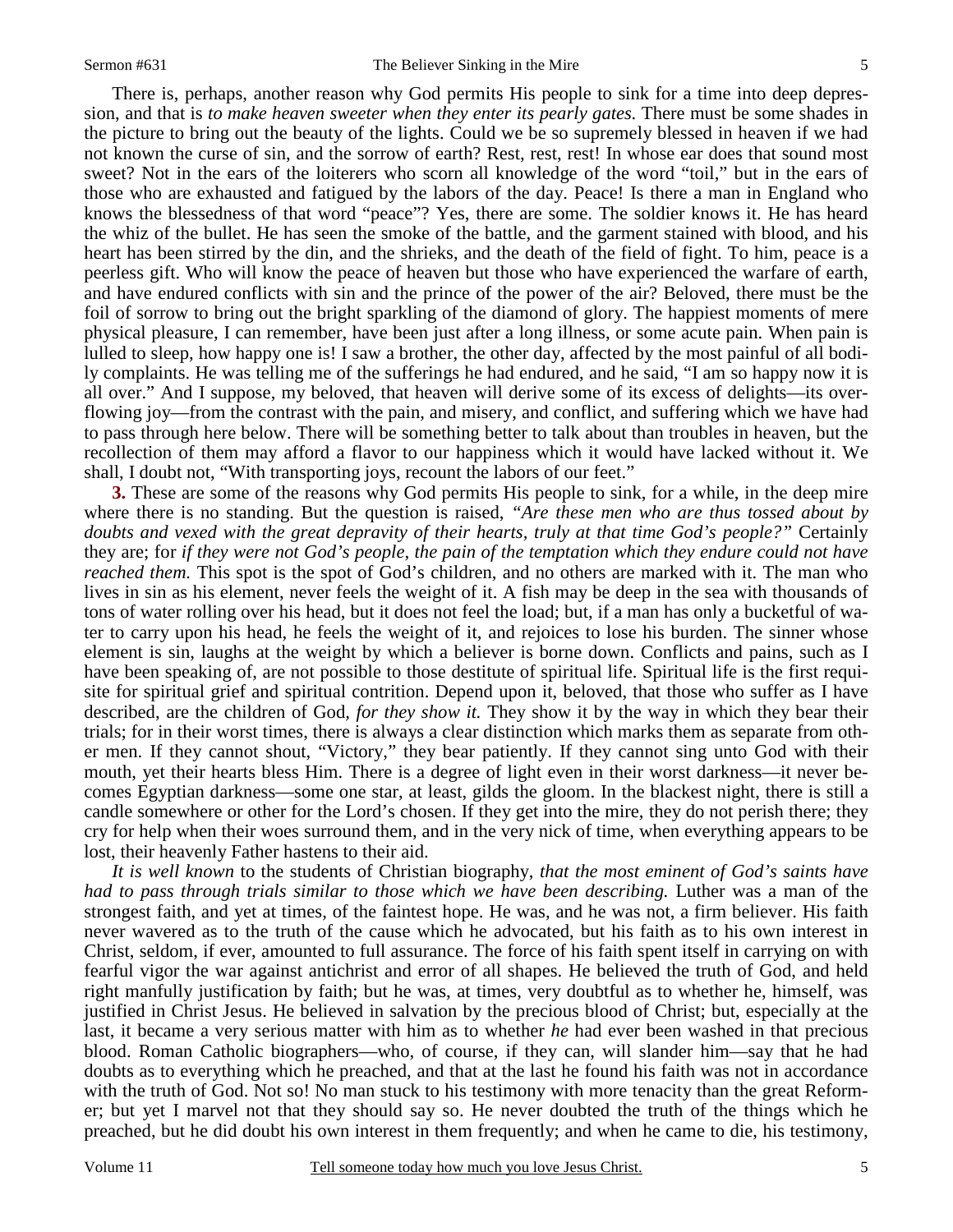There is, perhaps, another reason why God permits His people to sink for a time into deep depression, and that is *to make heaven sweeter when they enter its pearly gates.* There must be some shades in the picture to bring out the beauty of the lights. Could we be so supremely blessed in heaven if we had not known the curse of sin, and the sorrow of earth? Rest, rest, rest! In whose ear does that sound most sweet? Not in the ears of the loiterers who scorn all knowledge of the word "toil," but in the ears of those who are exhausted and fatigued by the labors of the day. Peace! Is there a man in England who knows the blessedness of that word "peace"? Yes, there are some. The soldier knows it. He has heard the whiz of the bullet. He has seen the smoke of the battle, and the garment stained with blood, and his heart has been stirred by the din, and the shrieks, and the death of the field of fight. To him, peace is a peerless gift. Who will know the peace of heaven but those who have experienced the warfare of earth, and have endured conflicts with sin and the prince of the power of the air? Beloved, there must be the foil of sorrow to bring out the bright sparkling of the diamond of glory. The happiest moments of mere physical pleasure, I can remember, have been just after a long illness, or some acute pain. When pain is lulled to sleep, how happy one is! I saw a brother, the other day, affected by the most painful of all bodily complaints. He was telling me of the sufferings he had endured, and he said, "I am so happy now it is all over." And I suppose, my beloved, that heaven will derive some of its excess of delights—its overflowing joy—from the contrast with the pain, and misery, and conflict, and suffering which we have had to pass through here below. There will be something better to talk about than troubles in heaven, but the recollection of them may afford a flavor to our happiness which it would have lacked without it. We shall, I doubt not, "With transporting joys, recount the labors of our feet."

**3.** These are some of the reasons why God permits His people to sink, for a while, in the deep mire where there is no standing. But the question is raised, *"Are these men who are thus tossed about by doubts and vexed with the great depravity of their hearts, truly at that time God's people?"* Certainly they are; for *if they were not God's people, the pain of the temptation which they endure could not have reached them.* This spot is the spot of God's children, and no others are marked with it. The man who lives in sin as his element, never feels the weight of it. A fish may be deep in the sea with thousands of tons of water rolling over his head, but it does not feel the load; but, if a man has only a bucketful of water to carry upon his head, he feels the weight of it, and rejoices to lose his burden. The sinner whose element is sin, laughs at the weight by which a believer is borne down. Conflicts and pains, such as I have been speaking of, are not possible to those destitute of spiritual life. Spiritual life is the first requisite for spiritual grief and spiritual contrition. Depend upon it, beloved, that those who suffer as I have described, are the children of God, *for they show it.* They show it by the way in which they bear their trials; for in their worst times, there is always a clear distinction which marks them as separate from other men. If they cannot shout, "Victory," they bear patiently. If they cannot sing unto God with their mouth, yet their hearts bless Him. There is a degree of light even in their worst darkness—it never becomes Egyptian darkness—some one star, at least, gilds the gloom. In the blackest night, there is still a candle somewhere or other for the Lord's chosen. If they get into the mire, they do not perish there; they cry for help when their woes surround them, and in the very nick of time, when everything appears to be lost, their heavenly Father hastens to their aid.

*It is well known* to the students of Christian biography, *that the most eminent of God's saints have had to pass through trials similar to those which we have been describing.* Luther was a man of the strongest faith, and yet at times, of the faintest hope. He was, and he was not, a firm believer. His faith never wavered as to the truth of the cause which he advocated, but his faith as to his own interest in Christ, seldom, if ever, amounted to full assurance. The force of his faith spent itself in carrying on with fearful vigor the war against antichrist and error of all shapes. He believed the truth of God, and held right manfully justification by faith; but he was, at times, very doubtful as to whether he, himself, was justified in Christ Jesus. He believed in salvation by the precious blood of Christ; but, especially at the last, it became a very serious matter with him as to whether *he* had ever been washed in that precious blood. Roman Catholic biographers—who, of course, if they can, will slander him—say that he had doubts as to everything which he preached, and that at the last he found his faith was not in accordance with the truth of God. Not so! No man stuck to his testimony with more tenacity than the great Reformer; but yet I marvel not that they should say so. He never doubted the truth of the things which he preached, but he did doubt his own interest in them frequently; and when he came to die, his testimony,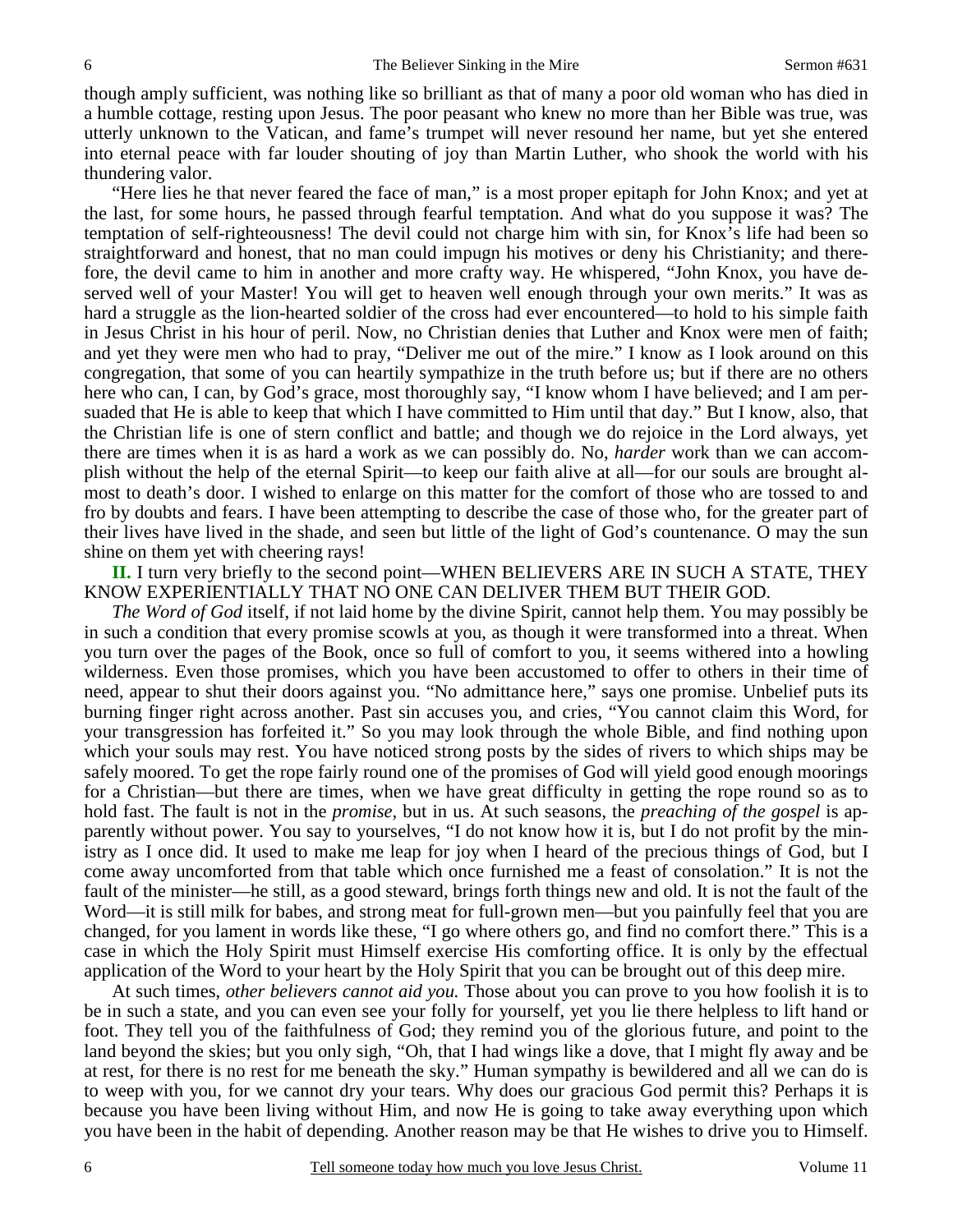though amply sufficient, was nothing like so brilliant as that of many a poor old woman who has died in a humble cottage, resting upon Jesus. The poor peasant who knew no more than her Bible was true, was utterly unknown to the Vatican, and fame's trumpet will never resound her name, but yet she entered into eternal peace with far louder shouting of joy than Martin Luther, who shook the world with his thundering valor.

"Here lies he that never feared the face of man," is a most proper epitaph for John Knox; and yet at the last, for some hours, he passed through fearful temptation. And what do you suppose it was? The temptation of self-righteousness! The devil could not charge him with sin, for Knox's life had been so straightforward and honest, that no man could impugn his motives or deny his Christianity; and therefore, the devil came to him in another and more crafty way. He whispered, "John Knox, you have deserved well of your Master! You will get to heaven well enough through your own merits." It was as hard a struggle as the lion-hearted soldier of the cross had ever encountered—to hold to his simple faith in Jesus Christ in his hour of peril. Now, no Christian denies that Luther and Knox were men of faith; and yet they were men who had to pray, "Deliver me out of the mire." I know as I look around on this congregation, that some of you can heartily sympathize in the truth before us; but if there are no others here who can, I can, by God's grace, most thoroughly say, "I know whom I have believed; and I am persuaded that He is able to keep that which I have committed to Him until that day." But I know, also, that the Christian life is one of stern conflict and battle; and though we do rejoice in the Lord always, yet there are times when it is as hard a work as we can possibly do. No, *harder* work than we can accomplish without the help of the eternal Spirit—to keep our faith alive at all—for our souls are brought almost to death's door. I wished to enlarge on this matter for the comfort of those who are tossed to and fro by doubts and fears. I have been attempting to describe the case of those who, for the greater part of their lives have lived in the shade, and seen but little of the light of God's countenance. O may the sun shine on them yet with cheering rays!

**II.** I turn very briefly to the second point—WHEN BELIEVERS ARE IN SUCH A STATE, THEY KNOW EXPERIENTIALLY THAT NO ONE CAN DELIVER THEM BUT THEIR GOD.

*The Word of God* itself, if not laid home by the divine Spirit, cannot help them. You may possibly be in such a condition that every promise scowls at you, as though it were transformed into a threat. When you turn over the pages of the Book, once so full of comfort to you, it seems withered into a howling wilderness. Even those promises, which you have been accustomed to offer to others in their time of need, appear to shut their doors against you. "No admittance here," says one promise. Unbelief puts its burning finger right across another. Past sin accuses you, and cries, "You cannot claim this Word, for your transgression has forfeited it." So you may look through the whole Bible, and find nothing upon which your souls may rest. You have noticed strong posts by the sides of rivers to which ships may be safely moored. To get the rope fairly round one of the promises of God will yield good enough moorings for a Christian—but there are times, when we have great difficulty in getting the rope round so as to hold fast. The fault is not in the *promise,* but in us. At such seasons, the *preaching of the gospel* is apparently without power. You say to yourselves, "I do not know how it is, but I do not profit by the ministry as I once did. It used to make me leap for joy when I heard of the precious things of God, but I come away uncomforted from that table which once furnished me a feast of consolation." It is not the fault of the minister—he still, as a good steward, brings forth things new and old. It is not the fault of the Word—it is still milk for babes, and strong meat for full-grown men—but you painfully feel that you are changed, for you lament in words like these, "I go where others go, and find no comfort there." This is a case in which the Holy Spirit must Himself exercise His comforting office. It is only by the effectual application of the Word to your heart by the Holy Spirit that you can be brought out of this deep mire.

At such times, *other believers cannot aid you.* Those about you can prove to you how foolish it is to be in such a state, and you can even see your folly for yourself, yet you lie there helpless to lift hand or foot. They tell you of the faithfulness of God; they remind you of the glorious future, and point to the land beyond the skies; but you only sigh, "Oh, that I had wings like a dove, that I might fly away and be at rest, for there is no rest for me beneath the sky." Human sympathy is bewildered and all we can do is to weep with you, for we cannot dry your tears. Why does our gracious God permit this? Perhaps it is because you have been living without Him, and now He is going to take away everything upon which you have been in the habit of depending. Another reason may be that He wishes to drive you to Himself.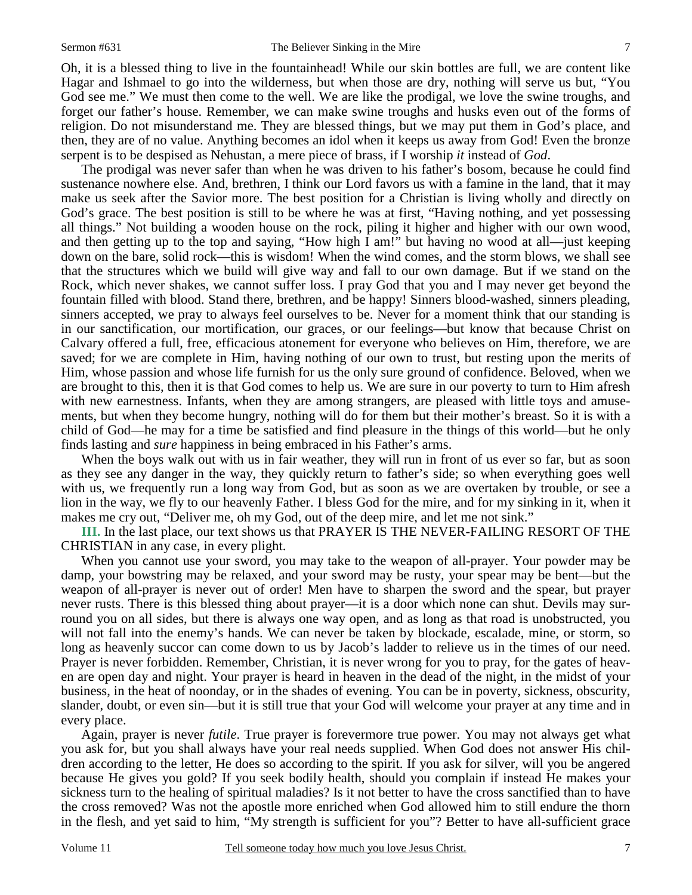Oh, it is a blessed thing to live in the fountainhead! While our skin bottles are full, we are content like Hagar and Ishmael to go into the wilderness, but when those are dry, nothing will serve us but, "You God see me." We must then come to the well. We are like the prodigal, we love the swine troughs, and forget our father's house. Remember, we can make swine troughs and husks even out of the forms of religion. Do not misunderstand me. They are blessed things, but we may put them in God's place, and then, they are of no value. Anything becomes an idol when it keeps us away from God! Even the bronze serpent is to be despised as Nehustan, a mere piece of brass, if I worship *it* instead of *God*.

The prodigal was never safer than when he was driven to his father's bosom, because he could find sustenance nowhere else. And, brethren, I think our Lord favors us with a famine in the land, that it may make us seek after the Savior more. The best position for a Christian is living wholly and directly on God's grace. The best position is still to be where he was at first, "Having nothing, and yet possessing all things." Not building a wooden house on the rock, piling it higher and higher with our own wood, and then getting up to the top and saying, "How high I am!" but having no wood at all—just keeping down on the bare, solid rock—this is wisdom! When the wind comes, and the storm blows, we shall see that the structures which we build will give way and fall to our own damage. But if we stand on the Rock, which never shakes, we cannot suffer loss. I pray God that you and I may never get beyond the fountain filled with blood. Stand there, brethren, and be happy! Sinners blood-washed, sinners pleading, sinners accepted, we pray to always feel ourselves to be. Never for a moment think that our standing is in our sanctification, our mortification, our graces, or our feelings—but know that because Christ on Calvary offered a full, free, efficacious atonement for everyone who believes on Him, therefore, we are saved; for we are complete in Him, having nothing of our own to trust, but resting upon the merits of Him, whose passion and whose life furnish for us the only sure ground of confidence. Beloved, when we are brought to this, then it is that God comes to help us. We are sure in our poverty to turn to Him afresh with new earnestness. Infants, when they are among strangers, are pleased with little toys and amusements, but when they become hungry, nothing will do for them but their mother's breast. So it is with a child of God—he may for a time be satisfied and find pleasure in the things of this world—but he only finds lasting and *sure* happiness in being embraced in his Father's arms.

When the boys walk out with us in fair weather, they will run in front of us ever so far, but as soon as they see any danger in the way, they quickly return to father's side; so when everything goes well with us, we frequently run a long way from God, but as soon as we are overtaken by trouble, or see a lion in the way, we fly to our heavenly Father. I bless God for the mire, and for my sinking in it, when it makes me cry out, "Deliver me, oh my God, out of the deep mire, and let me not sink."

**III.** In the last place, our text shows us that PRAYER IS THE NEVER-FAILING RESORT OF THE CHRISTIAN in any case, in every plight.

When you cannot use your sword, you may take to the weapon of all-prayer. Your powder may be damp, your bowstring may be relaxed, and your sword may be rusty, your spear may be bent—but the weapon of all-prayer is never out of order! Men have to sharpen the sword and the spear, but prayer never rusts. There is this blessed thing about prayer—it is a door which none can shut. Devils may surround you on all sides, but there is always one way open, and as long as that road is unobstructed, you will not fall into the enemy's hands. We can never be taken by blockade, escalade, mine, or storm, so long as heavenly succor can come down to us by Jacob's ladder to relieve us in the times of our need. Prayer is never forbidden. Remember, Christian, it is never wrong for you to pray, for the gates of heaven are open day and night. Your prayer is heard in heaven in the dead of the night, in the midst of your business, in the heat of noonday, or in the shades of evening. You can be in poverty, sickness, obscurity, slander, doubt, or even sin—but it is still true that your God will welcome your prayer at any time and in every place.

Again, prayer is never *futile*. True prayer is forevermore true power. You may not always get what you ask for, but you shall always have your real needs supplied. When God does not answer His children according to the letter, He does so according to the spirit. If you ask for silver, will you be angered because He gives you gold? If you seek bodily health, should you complain if instead He makes your sickness turn to the healing of spiritual maladies? Is it not better to have the cross sanctified than to have the cross removed? Was not the apostle more enriched when God allowed him to still endure the thorn in the flesh, and yet said to him, "My strength is sufficient for you"? Better to have all-sufficient grace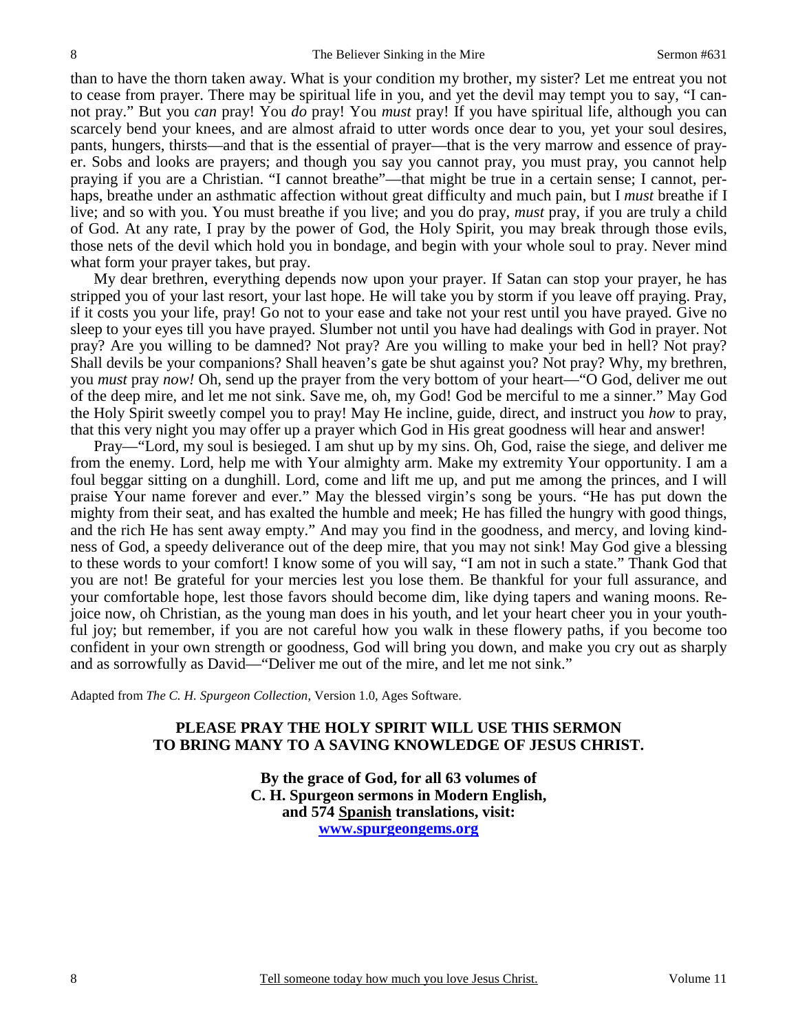than to have the thorn taken away. What is your condition my brother, my sister? Let me entreat you not to cease from prayer. There may be spiritual life in you, and yet the devil may tempt you to say, "I cannot pray." But you *can* pray! You *do* pray! You *must* pray! If you have spiritual life, although you can scarcely bend your knees, and are almost afraid to utter words once dear to you, yet your soul desires, pants, hungers, thirsts—and that is the essential of prayer—that is the very marrow and essence of prayer. Sobs and looks are prayers; and though you say you cannot pray, you must pray, you cannot help praying if you are a Christian. "I cannot breathe"—that might be true in a certain sense; I cannot, perhaps, breathe under an asthmatic affection without great difficulty and much pain, but I *must* breathe if I live; and so with you. You must breathe if you live; and you do pray, *must* pray, if you are truly a child of God. At any rate, I pray by the power of God, the Holy Spirit, you may break through those evils, those nets of the devil which hold you in bondage, and begin with your whole soul to pray. Never mind what form your prayer takes, but pray.

My dear brethren, everything depends now upon your prayer. If Satan can stop your prayer, he has stripped you of your last resort, your last hope. He will take you by storm if you leave off praying. Pray, if it costs you your life, pray! Go not to your ease and take not your rest until you have prayed. Give no sleep to your eyes till you have prayed. Slumber not until you have had dealings with God in prayer. Not pray? Are you willing to be damned? Not pray? Are you willing to make your bed in hell? Not pray? Shall devils be your companions? Shall heaven's gate be shut against you? Not pray? Why, my brethren, you *must* pray *now!* Oh, send up the prayer from the very bottom of your heart—"O God, deliver me out of the deep mire, and let me not sink. Save me, oh, my God! God be merciful to me a sinner." May God the Holy Spirit sweetly compel you to pray! May He incline, guide, direct, and instruct you *how* to pray, that this very night you may offer up a prayer which God in His great goodness will hear and answer!

Pray—"Lord, my soul is besieged. I am shut up by my sins. Oh, God, raise the siege, and deliver me from the enemy. Lord, help me with Your almighty arm. Make my extremity Your opportunity. I am a foul beggar sitting on a dunghill. Lord, come and lift me up, and put me among the princes, and I will praise Your name forever and ever." May the blessed virgin's song be yours. "He has put down the mighty from their seat, and has exalted the humble and meek; He has filled the hungry with good things, and the rich He has sent away empty." And may you find in the goodness, and mercy, and loving kindness of God, a speedy deliverance out of the deep mire, that you may not sink! May God give a blessing to these words to your comfort! I know some of you will say, "I am not in such a state." Thank God that you are not! Be grateful for your mercies lest you lose them. Be thankful for your full assurance, and your comfortable hope, lest those favors should become dim, like dying tapers and waning moons. Rejoice now, oh Christian, as the young man does in his youth, and let your heart cheer you in your youthful joy; but remember, if you are not careful how you walk in these flowery paths, if you become too confident in your own strength or goodness, God will bring you down, and make you cry out as sharply and as sorrowfully as David—"Deliver me out of the mire, and let me not sink."

Adapted from *The C. H. Spurgeon Collection*, Version 1.0, Ages Software.

**PLEASE PRAY THE HOLY SPIRIT WILL USE THIS SERMON TO BRING MANY TO A SAVING KNOWLEDGE OF JESUS CHRIST.**

**By the grace of God, for all 63 volumes of C. H. Spurgeon sermons in Modern English, and 574 Spanish translations, visit: www.spurgeongems.org**